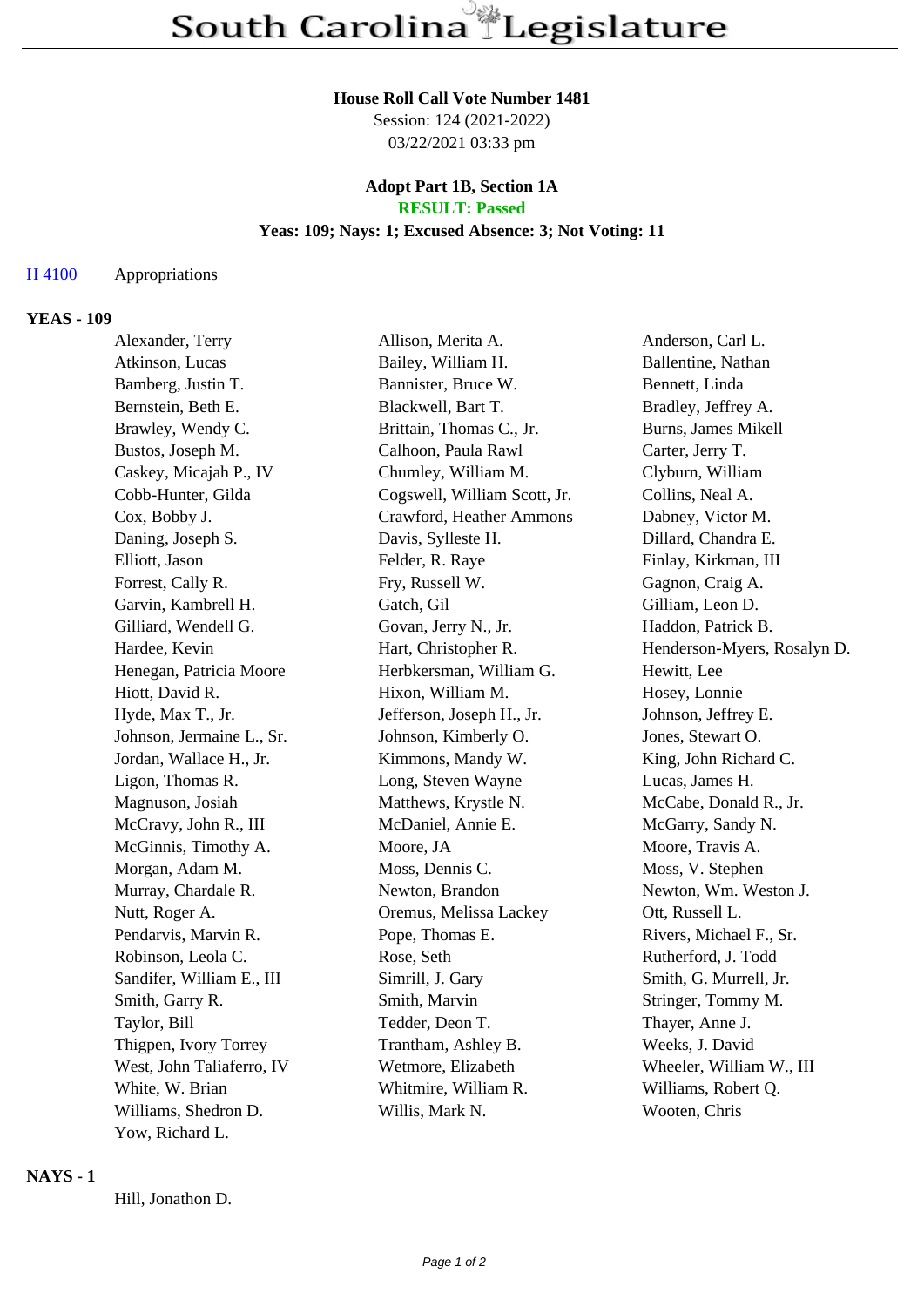# South Carolina Legislature

**House Roll Call Vote Number 1481**
Session: 124 (2021-2022)
03/22/2021 03:33 pm

**Adopt Part 1B, Section 1A**
**RESULT: Passed**
**Yeas: 109; Nays: 1; Excused Absence: 3; Not Voting: 11**

H 4100 Appropriations

## YEAS - 109

| | | |
|---|---|---|
| Alexander, Terry | Allison, Merita A. | Anderson, Carl L. |
| Atkinson, Lucas | Bailey, William H. | Ballentine, Nathan |
| Bamberg, Justin T. | Bannister, Bruce W. | Bennett, Linda |
| Bernstein, Beth E. | Blackwell, Bart T. | Bradley, Jeffrey A. |
| Brawley, Wendy C. | Brittain, Thomas C., Jr. | Burns, James Mikell |
| Bustos, Joseph M. | Calhoon, Paula Rawl | Carter, Jerry T. |
| Caskey, Micajah P., IV | Chumley, William M. | Clyburn, William |
| Cobb-Hunter, Gilda | Cogswell, William Scott, Jr. | Collins, Neal A. |
| Cox, Bobby J. | Crawford, Heather Ammons | Dabney, Victor M. |
| Daning, Joseph S. | Davis, Sylleste H. | Dillard, Chandra E. |
| Elliott, Jason | Felder, R. Raye | Finlay, Kirkman, III |
| Forrest, Cally R. | Fry, Russell W. | Gagnon, Craig A. |
| Garvin, Kambrell H. | Gatch, Gil | Gilliam, Leon D. |
| Gilliard, Wendell G. | Govan, Jerry N., Jr. | Haddon, Patrick B. |
| Hardee, Kevin | Hart, Christopher R. | Henderson-Myers, Rosalyn D. |
| Henegan, Patricia Moore | Herbkersman, William G. | Hewitt, Lee |
| Hiott, David R. | Hixon, William M. | Hosey, Lonnie |
| Hyde, Max T., Jr. | Jefferson, Joseph H., Jr. | Johnson, Jeffrey E. |
| Johnson, Jermaine L., Sr. | Johnson, Kimberly O. | Jones, Stewart O. |
| Jordan, Wallace H., Jr. | Kimmons, Mandy W. | King, John Richard C. |
| Ligon, Thomas R. | Long, Steven Wayne | Lucas, James H. |
| Magnuson, Josiah | Matthews, Krystle N. | McCabe, Donald R., Jr. |
| McCravy, John R., III | McDaniel, Annie E. | McGarry, Sandy N. |
| McGinnis, Timothy A. | Moore, JA | Moore, Travis A. |
| Morgan, Adam M. | Moss, Dennis C. | Moss, V. Stephen |
| Murray, Chardale R. | Newton, Brandon | Newton, Wm. Weston J. |
| Nutt, Roger A. | Oremus, Melissa Lackey | Ott, Russell L. |
| Pendarvis, Marvin R. | Pope, Thomas E. | Rivers, Michael F., Sr. |
| Robinson, Leola C. | Rose, Seth | Rutherford, J. Todd |
| Sandifer, William E., III | Simrill, J. Gary | Smith, G. Murrell, Jr. |
| Smith, Garry R. | Smith, Marvin | Stringer, Tommy M. |
| Taylor, Bill | Tedder, Deon T. | Thayer, Anne J. |
| Thigpen, Ivory Torrey | Trantham, Ashley B. | Weeks, J. David |
| West, John Taliaferro, IV | Wetmore, Elizabeth | Wheeler, William W., III |
| White, W. Brian | Whitmire, William R. | Williams, Robert Q. |
| Williams, Shedron D. | Willis, Mark N. | Wooten, Chris |
| Yow, Richard L. | | |

## NAYS - 1

Hill, Jonathon D.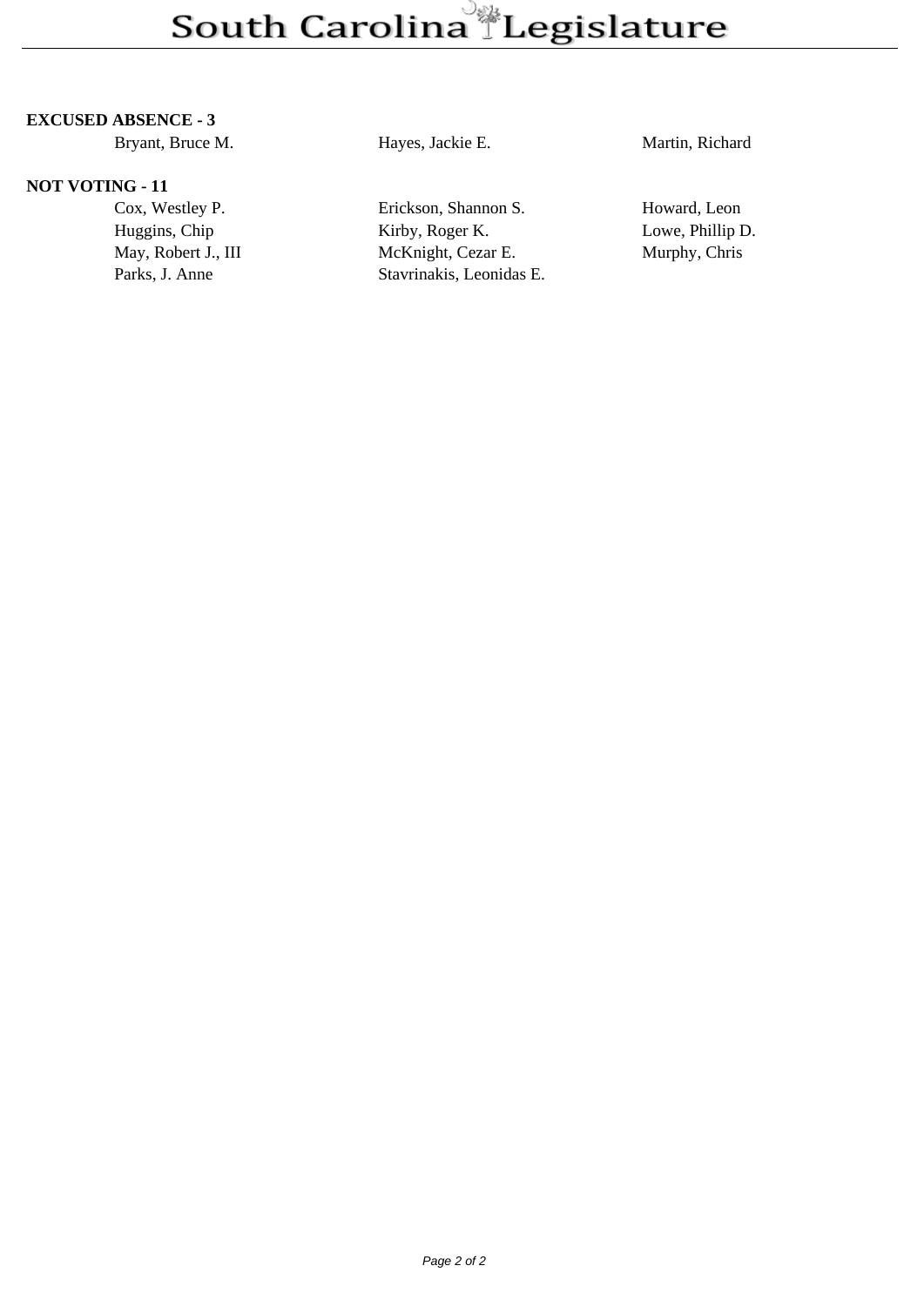**EXCUSED ABSENCE - 3**

| | | |
|---|---|---|
| Bryant, Bruce M. | Hayes, Jackie E. | Martin, Richard |

**NOT VOTING - 11**

| | | |
|---|---|---|
| Cox, Westley P. | Erickson, Shannon S. | Howard, Leon |
| Huggins, Chip | Kirby, Roger K. | Lowe, Phillip D. |
| May, Robert J., III | McKnight, Cezar E. | Murphy, Chris |
| Parks, J. Anne | Stavrinakis, Leonidas E. | |